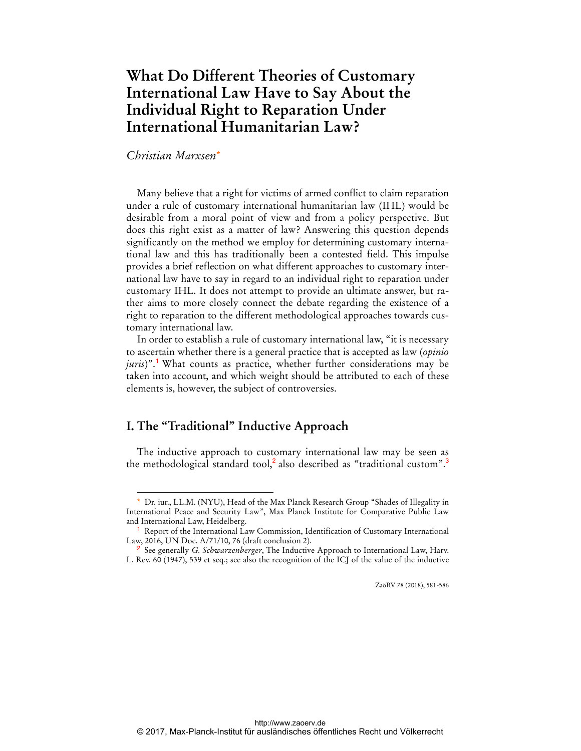# What Do Different Theories of Customary International Law Have to Say About the Individual Right to Reparation Under International Humanitarian Law?

*Christian Marxsen*[*]

Many believe that a right for victims of armed conflict to claim reparation under a rule of customary international humanitarian law (IHL) would be desirable from a moral point of view and from a policy perspective. But does this right exist as a matter of law? Answering this question depends significantly on the method we employ for determining customary international law and this has traditionally been a contested field. This impulse provides a brief reflection on what different approaches to customary international law have to say in regard to an individual right to reparation under customary IHL. It does not attempt to provide an ultimate answer, but rather aims to more closely connect the debate regarding the existence of a right to reparation to the different methodological approaches towards customary international law.

In order to establish a rule of customary international law, "it is necessary to ascertain whether there is a general practice that is accepted as law (*opinio juris*)".[1] What counts as practice, whether further considerations may be taken into account, and which weight should be attributed to each of these elements is, however, the subject of controversies.

## I. The "Traditional" Inductive Approach

The inductive approach to customary international law may be seen as the methodological standard tool,[2] also described as "traditional custom".[3]

---

[*] Dr. iur., LL.M. (NYU), Head of the Max Planck Research Group "Shades of Illegality in International Peace and Security Law", Max Planck Institute for Comparative Public Law and International Law, Heidelberg.

[1] Report of the International Law Commission, Identification of Customary International Law, 2016, UN Doc. A/71/10, 76 (draft conclusion 2).

[2] See generally *G. Schwarzenberger*, The Inductive Approach to International Law, Harv. L. Rev. 60 (1947), 539 et seq.; see also the recognition of the ICJ of the value of the inductive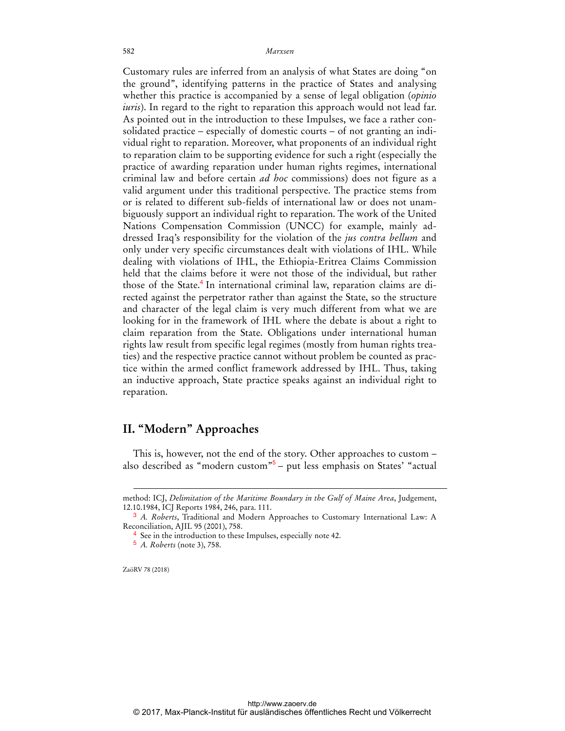Customary rules are inferred from an analysis of what States are doing "on the ground", identifying patterns in the practice of States and analysing whether this practice is accompanied by a sense of legal obligation (*opinio iuris*). In regard to the right to reparation this approach would not lead far. As pointed out in the introduction to these Impulses, we face a rather consolidated practice – especially of domestic courts – of not granting an individual right to reparation. Moreover, what proponents of an individual right to reparation claim to be supporting evidence for such a right (especially the practice of awarding reparation under human rights regimes, international criminal law and before certain *ad hoc* commissions) does not figure as a valid argument under this traditional perspective. The practice stems from or is related to different sub-fields of international law or does not unambiguously support an individual right to reparation. The work of the United Nations Compensation Commission (UNCC) for example, mainly addressed Iraq's responsibility for the violation of the *jus contra bellum* and only under very specific circumstances dealt with violations of IHL. While dealing with violations of IHL, the Ethiopia-Eritrea Claims Commission held that the claims before it were not those of the individual, but rather those of the State.[4] In international criminal law, reparation claims are directed against the perpetrator rather than against the State, so the structure and character of the legal claim is very much different from what we are looking for in the framework of IHL where the debate is about a right to claim reparation from the State. Obligations under international human rights law result from specific legal regimes (mostly from human rights treaties) and the respective practice cannot without problem be counted as practice within the armed conflict framework addressed by IHL. Thus, taking an inductive approach, State practice speaks against an individual right to reparation.

## II. "Modern" Approaches

This is, however, not the end of the story. Other approaches to custom – also described as "modern custom"[5] – put less emphasis on States' "actual

---

method: ICJ, *Delimitation of the Maritime Boundary in the Gulf of Maine Area*, Judgement, 12.10.1984, ICJ Reports 1984, 246, para. 111.

[3] *A. Roberts*, Traditional and Modern Approaches to Customary International Law: A Reconciliation, AJIL 95 (2001), 758.

[4] See in the introduction to these Impulses, especially note 42.

[5] *A. Roberts* (note 3), 758.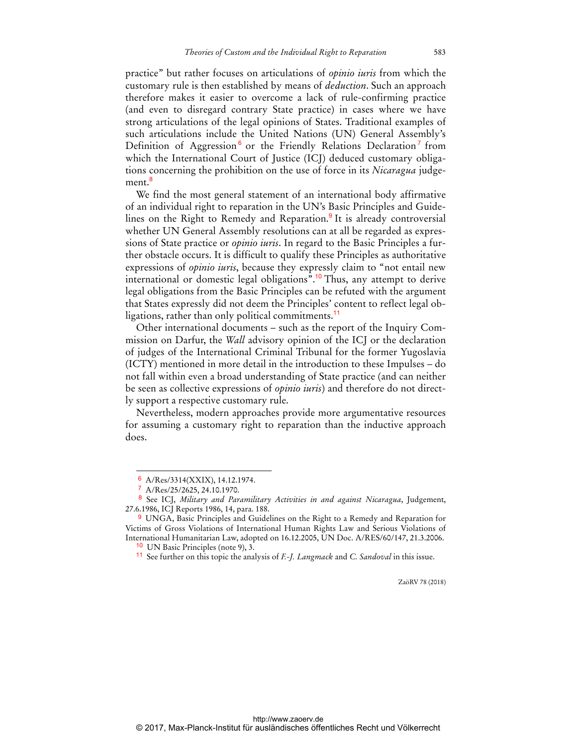practice" but rather focuses on articulations of *opinio iuris* from which the customary rule is then established by means of *deduction*. Such an approach therefore makes it easier to overcome a lack of rule-confirming practice (and even to disregard contrary State practice) in cases where we have strong articulations of the legal opinions of States. Traditional examples of such articulations include the United Nations (UN) General Assembly's Definition of Aggression[6] or the Friendly Relations Declaration[7] from which the International Court of Justice (ICJ) deduced customary obligations concerning the prohibition on the use of force in its *Nicaragua* judgement.[8]

We find the most general statement of an international body affirmative of an individual right to reparation in the UN's Basic Principles and Guidelines on the Right to Remedy and Reparation.[9] It is already controversial whether UN General Assembly resolutions can at all be regarded as expressions of State practice or *opinio iuris*. In regard to the Basic Principles a further obstacle occurs. It is difficult to qualify these Principles as authoritative expressions of *opinio iuris*, because they expressly claim to "not entail new international or domestic legal obligations".[10] Thus, any attempt to derive legal obligations from the Basic Principles can be refuted with the argument that States expressly did not deem the Principles' content to reflect legal obligations, rather than only political commitments.[11]

Other international documents – such as the report of the Inquiry Commission on Darfur, the *Wall* advisory opinion of the ICJ or the declaration of judges of the International Criminal Tribunal for the former Yugoslavia (ICTY) mentioned in more detail in the introduction to these Impulses – do not fall within even a broad understanding of State practice (and can neither be seen as collective expressions of *opinio iuris*) and therefore do not directly support a respective customary rule.

Nevertheless, modern approaches provide more argumentative resources for assuming a customary right to reparation than the inductive approach does.

---

[6] A/Res/3314(XXIX), 14.12.1974.

[7] A/Res/25/2625, 24.10.1970.

[8] See ICJ, *Military and Paramilitary Activities in and against Nicaragua*, Judgement, 27.6.1986, ICJ Reports 1986, 14, para. 188.

[9] UNGA, Basic Principles and Guidelines on the Right to a Remedy and Reparation for Victims of Gross Violations of International Human Rights Law and Serious Violations of International Humanitarian Law, adopted on 16.12.2005, UN Doc. A/RES/60/147, 21.3.2006.

[10] UN Basic Principles (note 9), 3.

[11] See further on this topic the analysis of *F.-J. Langmack* and *C. Sandoval* in this issue.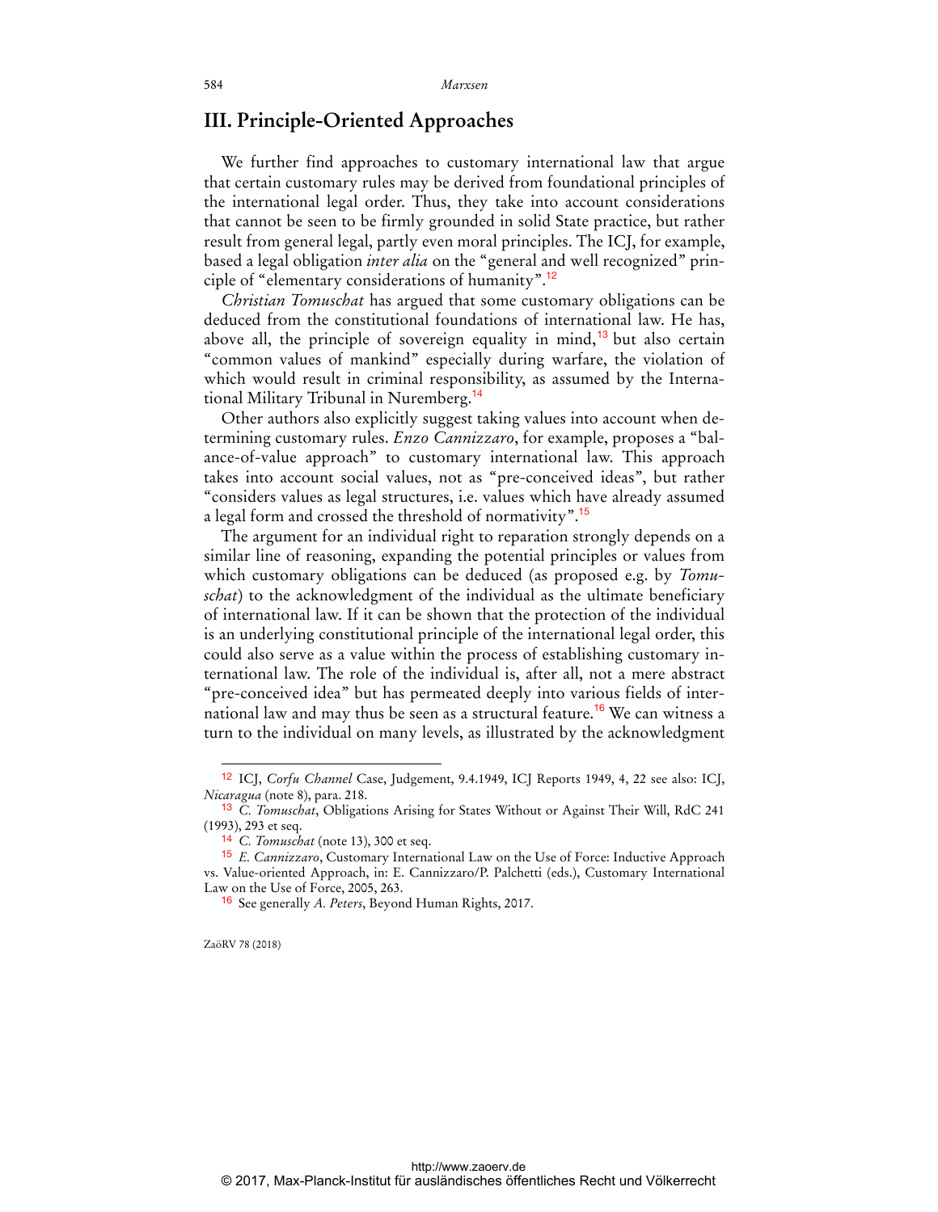## III. Principle-Oriented Approaches

We further find approaches to customary international law that argue that certain customary rules may be derived from foundational principles of the international legal order. Thus, they take into account considerations that cannot be seen to be firmly grounded in solid State practice, but rather result from general legal, partly even moral principles. The ICJ, for example, based a legal obligation *inter alia* on the "general and well recognized" principle of "elementary considerations of humanity".[12]

*Christian Tomuschat* has argued that some customary obligations can be deduced from the constitutional foundations of international law. He has, above all, the principle of sovereign equality in mind,[13] but also certain "common values of mankind" especially during warfare, the violation of which would result in criminal responsibility, as assumed by the International Military Tribunal in Nuremberg.[14]

Other authors also explicitly suggest taking values into account when determining customary rules. *Enzo Cannizzaro*, for example, proposes a "balance-of-value approach" to customary international law. This approach takes into account social values, not as "pre-conceived ideas", but rather "considers values as legal structures, i.e. values which have already assumed a legal form and crossed the threshold of normativity".[15]

The argument for an individual right to reparation strongly depends on a similar line of reasoning, expanding the potential principles or values from which customary obligations can be deduced (as proposed e.g. by *Tomuschat*) to the acknowledgment of the individual as the ultimate beneficiary of international law. If it can be shown that the protection of the individual is an underlying constitutional principle of the international legal order, this could also serve as a value within the process of establishing customary international law. The role of the individual is, after all, not a mere abstract "pre-conceived idea" but has permeated deeply into various fields of international law and may thus be seen as a structural feature.[16] We can witness a turn to the individual on many levels, as illustrated by the acknowledgment

---

[12] ICJ, *Corfu Channel* Case, Judgement, 9.4.1949, ICJ Reports 1949, 4, 22 see also: ICJ, *Nicaragua* (note 8), para. 218.

[13] *C. Tomuschat*, Obligations Arising for States Without or Against Their Will, RdC 241 (1993), 293 et seq.

[14] *C. Tomuschat* (note 13), 300 et seq.

[15] *E. Cannizzaro*, Customary International Law on the Use of Force: Inductive Approach vs. Value-oriented Approach, in: E. Cannizzaro/P. Palchetti (eds.), Customary International Law on the Use of Force, 2005, 263.

[16] See generally *A. Peters*, Beyond Human Rights, 2017.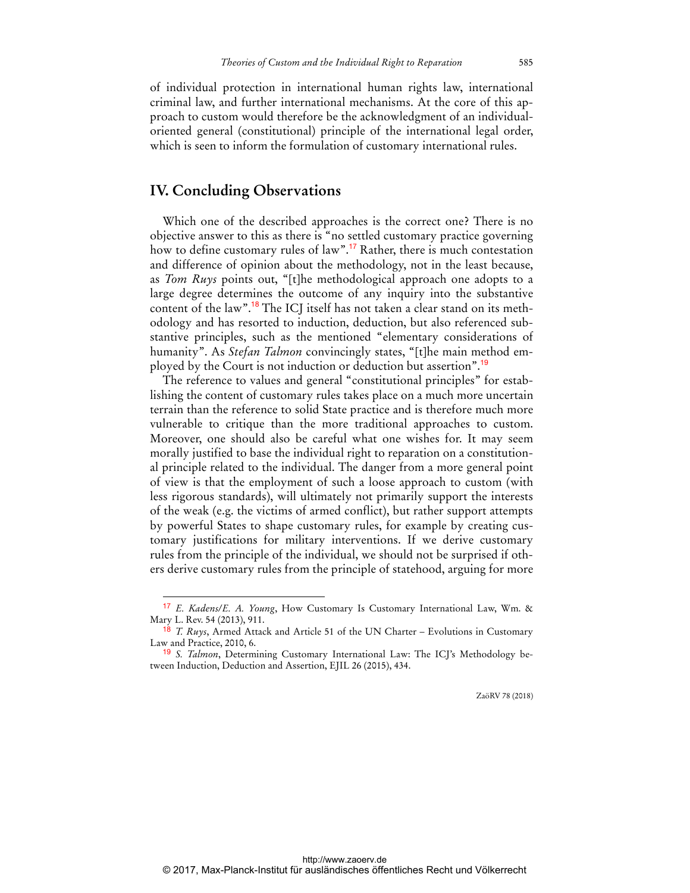of individual protection in international human rights law, international criminal law, and further international mechanisms. At the core of this approach to custom would therefore be the acknowledgment of an individual-oriented general (constitutional) principle of the international legal order, which is seen to inform the formulation of customary international rules.

## IV. Concluding Observations

Which one of the described approaches is the correct one? There is no objective answer to this as there is "no settled customary practice governing how to define customary rules of law".[17] Rather, there is much contestation and difference of opinion about the methodology, not in the least because, as *Tom Ruys* points out, "[t]he methodological approach one adopts to a large degree determines the outcome of any inquiry into the substantive content of the law".[18] The ICJ itself has not taken a clear stand on its methodology and has resorted to induction, deduction, but also referenced substantive principles, such as the mentioned "elementary considerations of humanity". As *Stefan Talmon* convincingly states, "[t]he main method employed by the Court is not induction or deduction but assertion".[19]

The reference to values and general "constitutional principles" for establishing the content of customary rules takes place on a much more uncertain terrain than the reference to solid State practice and is therefore much more vulnerable to critique than the more traditional approaches to custom. Moreover, one should also be careful what one wishes for. It may seem morally justified to base the individual right to reparation on a constitutional principle related to the individual. The danger from a more general point of view is that the employment of such a loose approach to custom (with less rigorous standards), will ultimately not primarily support the interests of the weak (e.g. the victims of armed conflict), but rather support attempts by powerful States to shape customary rules, for example by creating customary justifications for military interventions. If we derive customary rules from the principle of the individual, we should not be surprised if others derive customary rules from the principle of statehood, arguing for more

---

[17] *E. Kadens/E. A. Young*, How Customary Is Customary International Law, Wm. & Mary L. Rev. 54 (2013), 911.

[18] *T. Ruys*, Armed Attack and Article 51 of the UN Charter – Evolutions in Customary Law and Practice, 2010, 6.

[19] *S. Talmon*, Determining Customary International Law: The ICJ's Methodology between Induction, Deduction and Assertion, EJIL 26 (2015), 434.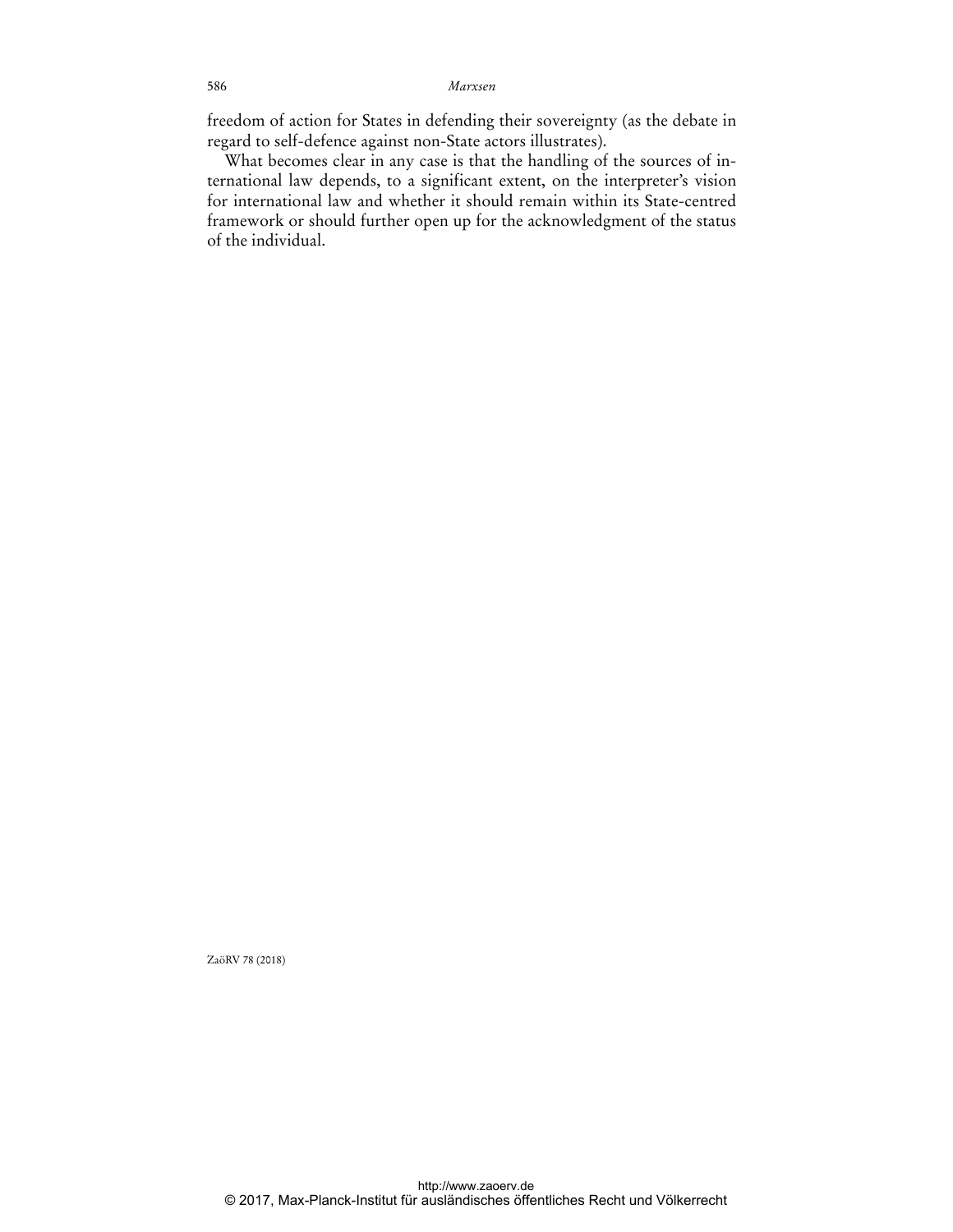freedom of action for States in defending their sovereignty (as the debate in regard to self-defence against non-State actors illustrates).

What becomes clear in any case is that the handling of the sources of international law depends, to a significant extent, on the interpreter's vision for international law and whether it should remain within its State-centred framework or should further open up for the acknowledgment of the status of the individual.